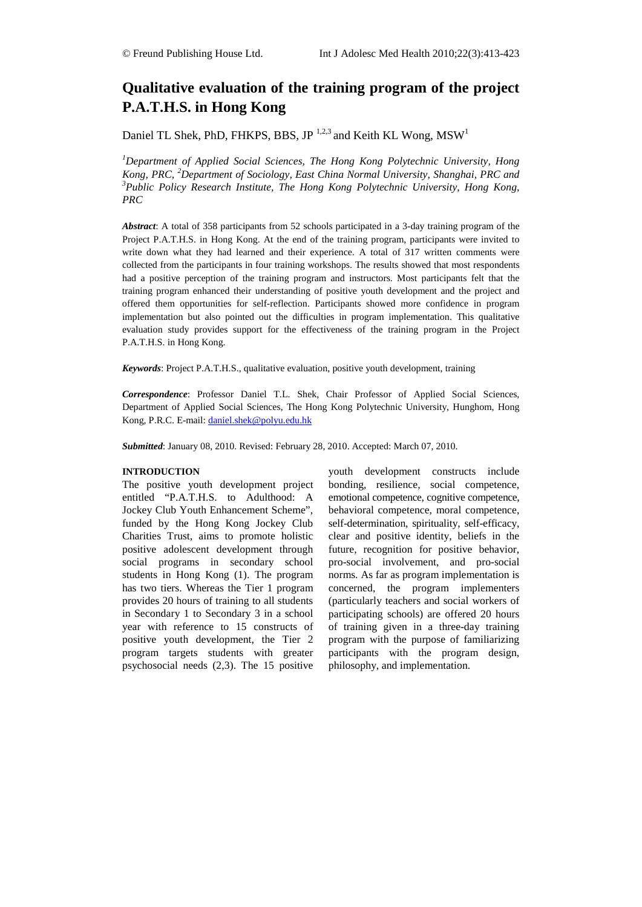# Qualitative evaluation of the training program of the project P.A.T.H.S. in Hong Kong

Daniel TL Shek, PhD, FHKPS, BBS, JP [1,2,3] and Keith KL Wong, MSW[1]

*[1]Department of Applied Social Sciences, The Hong Kong Polytechnic University, Hong Kong, PRC, [2]Department of Sociology, East China Normal University, Shanghai, PRC and [3]Public Policy Research Institute, The Hong Kong Polytechnic University, Hong Kong, PRC*

***Abstract***: A total of 358 participants from 52 schools participated in a 3-day training program of the Project P.A.T.H.S. in Hong Kong. At the end of the training program, participants were invited to write down what they had learned and their experience. A total of 317 written comments were collected from the participants in four training workshops. The results showed that most respondents had a positive perception of the training program and instructors. Most participants felt that the training program enhanced their understanding of positive youth development and the project and offered them opportunities for self-reflection. Participants showed more confidence in program implementation but also pointed out the difficulties in program implementation. This qualitative evaluation study provides support for the effectiveness of the training program in the Project P.A.T.H.S. in Hong Kong.

***Keywords***: Project P.A.T.H.S., qualitative evaluation, positive youth development, training

***Correspondence***: Professor Daniel T.L. Shek, Chair Professor of Applied Social Sciences, Department of Applied Social Sciences, The Hong Kong Polytechnic University, Hunghom, Hong Kong, P.R.C. E-mail: daniel.shek@polyu.edu.hk

***Submitted***: January 08, 2010. Revised: February 28, 2010. Accepted: March 07, 2010.

## INTRODUCTION

The positive youth development project entitled "P.A.T.H.S. to Adulthood: A Jockey Club Youth Enhancement Scheme", funded by the Hong Kong Jockey Club Charities Trust, aims to promote holistic positive adolescent development through social programs in secondary school students in Hong Kong (1). The program has two tiers. Whereas the Tier 1 program provides 20 hours of training to all students in Secondary 1 to Secondary 3 in a school year with reference to 15 constructs of positive youth development, the Tier 2 program targets students with greater psychosocial needs (2,3). The 15 positive youth development constructs include bonding, resilience, social competence, emotional competence, cognitive competence, behavioral competence, moral competence, self-determination, spirituality, self-efficacy, clear and positive identity, beliefs in the future, recognition for positive behavior, pro-social involvement, and pro-social norms. As far as program implementation is concerned, the program implementers (particularly teachers and social workers of participating schools) are offered 20 hours of training given in a three-day training program with the purpose of familiarizing participants with the program design, philosophy, and implementation.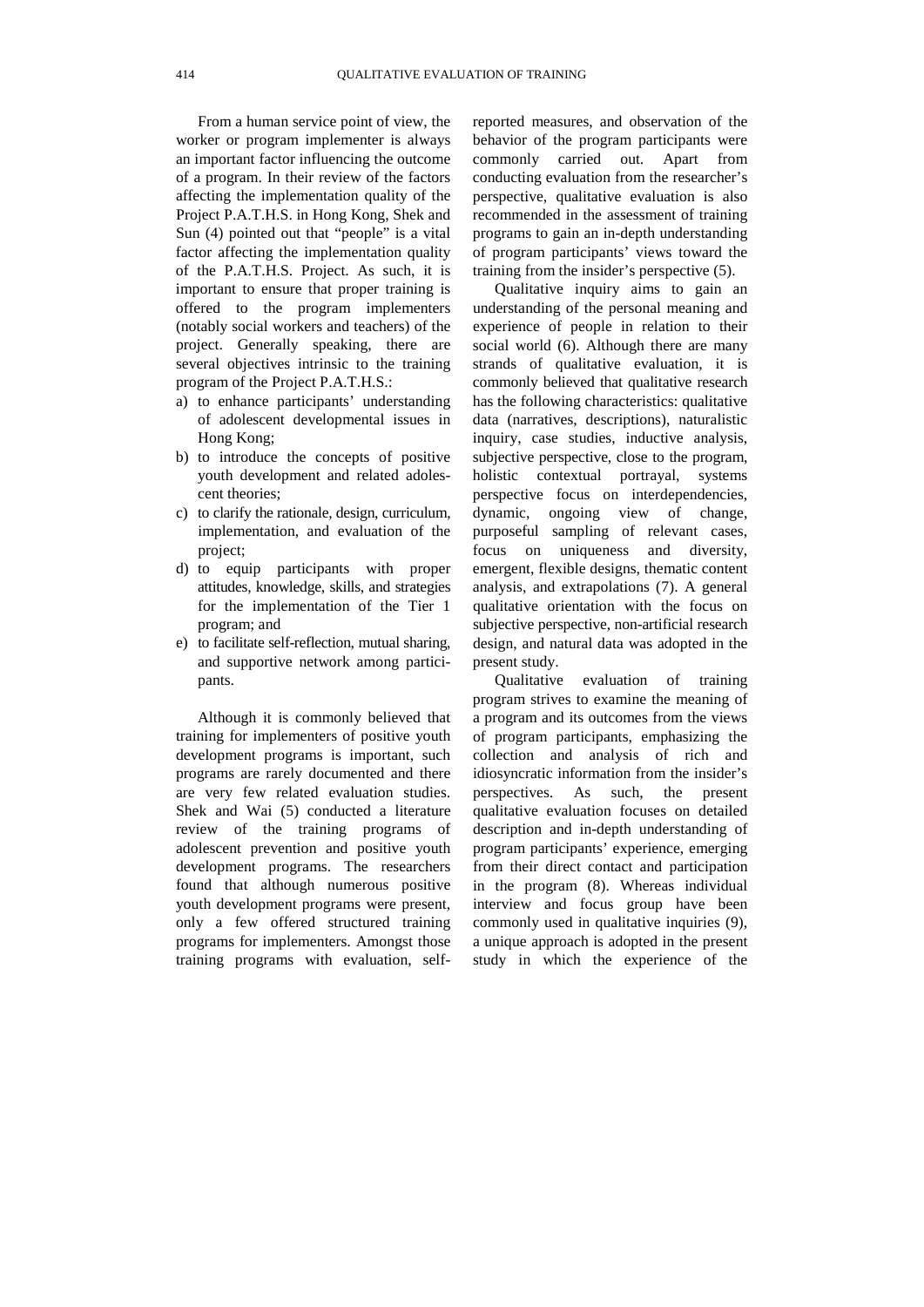From a human service point of view, the worker or program implementer is always an important factor influencing the outcome of a program. In their review of the factors affecting the implementation quality of the Project P.A.T.H.S. in Hong Kong, Shek and Sun (4) pointed out that "people" is a vital factor affecting the implementation quality of the P.A.T.H.S. Project. As such, it is important to ensure that proper training is offered to the program implementers (notably social workers and teachers) of the project. Generally speaking, there are several objectives intrinsic to the training program of the Project P.A.T.H.S.:

a) to enhance participants' understanding of adolescent developmental issues in Hong Kong;
b) to introduce the concepts of positive youth development and related adolescent theories;
c) to clarify the rationale, design, curriculum, implementation, and evaluation of the project;
d) to equip participants with proper attitudes, knowledge, skills, and strategies for the implementation of the Tier 1 program; and
e) to facilitate self-reflection, mutual sharing, and supportive network among participants.

Although it is commonly believed that training for implementers of positive youth development programs is important, such programs are rarely documented and there are very few related evaluation studies. Shek and Wai (5) conducted a literature review of the training programs of adolescent prevention and positive youth development programs. The researchers found that although numerous positive youth development programs were present, only a few offered structured training programs for implementers. Amongst those training programs with evaluation, self-reported measures, and observation of the behavior of the program participants were commonly carried out. Apart from conducting evaluation from the researcher's perspective, qualitative evaluation is also recommended in the assessment of training programs to gain an in-depth understanding of program participants' views toward the training from the insider's perspective (5).

Qualitative inquiry aims to gain an understanding of the personal meaning and experience of people in relation to their social world (6). Although there are many strands of qualitative evaluation, it is commonly believed that qualitative research has the following characteristics: qualitative data (narratives, descriptions), naturalistic inquiry, case studies, inductive analysis, subjective perspective, close to the program, holistic contextual portrayal, systems perspective focus on interdependencies, dynamic, ongoing view of change, purposeful sampling of relevant cases, focus on uniqueness and diversity, emergent, flexible designs, thematic content analysis, and extrapolations (7). A general qualitative orientation with the focus on subjective perspective, non-artificial research design, and natural data was adopted in the present study.

Qualitative evaluation of training program strives to examine the meaning of a program and its outcomes from the views of program participants, emphasizing the collection and analysis of rich and idiosyncratic information from the insider's perspectives. As such, the present qualitative evaluation focuses on detailed description and in-depth understanding of program participants' experience, emerging from their direct contact and participation in the program (8). Whereas individual interview and focus group have been commonly used in qualitative inquiries (9), a unique approach is adopted in the present study in which the experience of the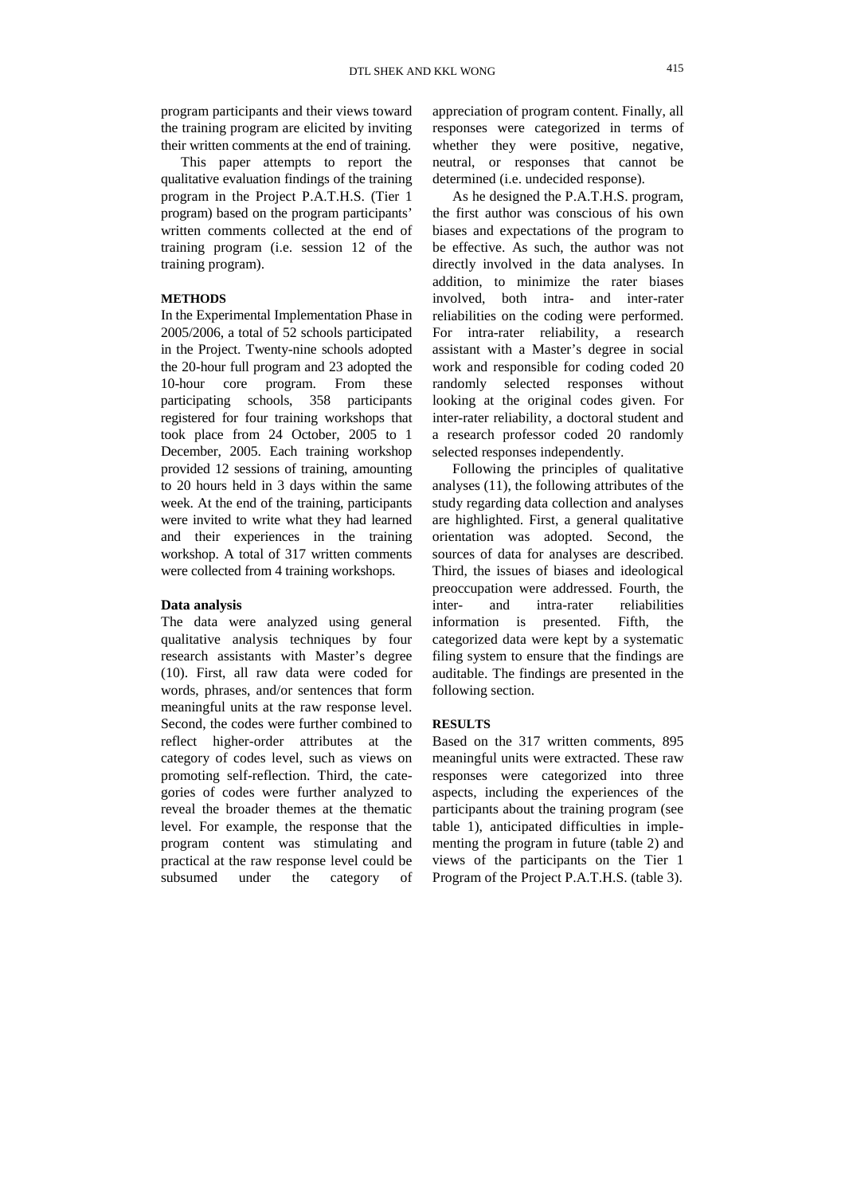program participants and their views toward the training program are elicited by inviting their written comments at the end of training.

This paper attempts to report the qualitative evaluation findings of the training program in the Project P.A.T.H.S. (Tier 1 program) based on the program participants' written comments collected at the end of training program (i.e. session 12 of the training program).

## METHODS

In the Experimental Implementation Phase in 2005/2006, a total of 52 schools participated in the Project. Twenty-nine schools adopted the 20-hour full program and 23 adopted the 10-hour core program. From these participating schools, 358 participants registered for four training workshops that took place from 24 October, 2005 to 1 December, 2005. Each training workshop provided 12 sessions of training, amounting to 20 hours held in 3 days within the same week. At the end of the training, participants were invited to write what they had learned and their experiences in the training workshop. A total of 317 written comments were collected from 4 training workshops.

### Data analysis

The data were analyzed using general qualitative analysis techniques by four research assistants with Master's degree (10). First, all raw data were coded for words, phrases, and/or sentences that form meaningful units at the raw response level. Second, the codes were further combined to reflect higher-order attributes at the category of codes level, such as views on promoting self-reflection. Third, the categories of codes were further analyzed to reveal the broader themes at the thematic level. For example, the response that the program content was stimulating and practical at the raw response level could be subsumed under the category of appreciation of program content. Finally, all responses were categorized in terms of whether they were positive, negative, neutral, or responses that cannot be determined (i.e. undecided response).

As he designed the P.A.T.H.S. program, the first author was conscious of his own biases and expectations of the program to be effective. As such, the author was not directly involved in the data analyses. In addition, to minimize the rater biases involved, both intra- and inter-rater reliabilities on the coding were performed. For intra-rater reliability, a research assistant with a Master's degree in social work and responsible for coding coded 20 randomly selected responses without looking at the original codes given. For inter-rater reliability, a doctoral student and a research professor coded 20 randomly selected responses independently.

Following the principles of qualitative analyses (11), the following attributes of the study regarding data collection and analyses are highlighted. First, a general qualitative orientation was adopted. Second, the sources of data for analyses are described. Third, the issues of biases and ideological preoccupation were addressed. Fourth, the inter- and intra-rater reliabilities information is presented. Fifth, the categorized data were kept by a systematic filing system to ensure that the findings are auditable. The findings are presented in the following section.

## RESULTS

Based on the 317 written comments, 895 meaningful units were extracted. These raw responses were categorized into three aspects, including the experiences of the participants about the training program (see table 1), anticipated difficulties in implementing the program in future (table 2) and views of the participants on the Tier 1 Program of the Project P.A.T.H.S. (table 3).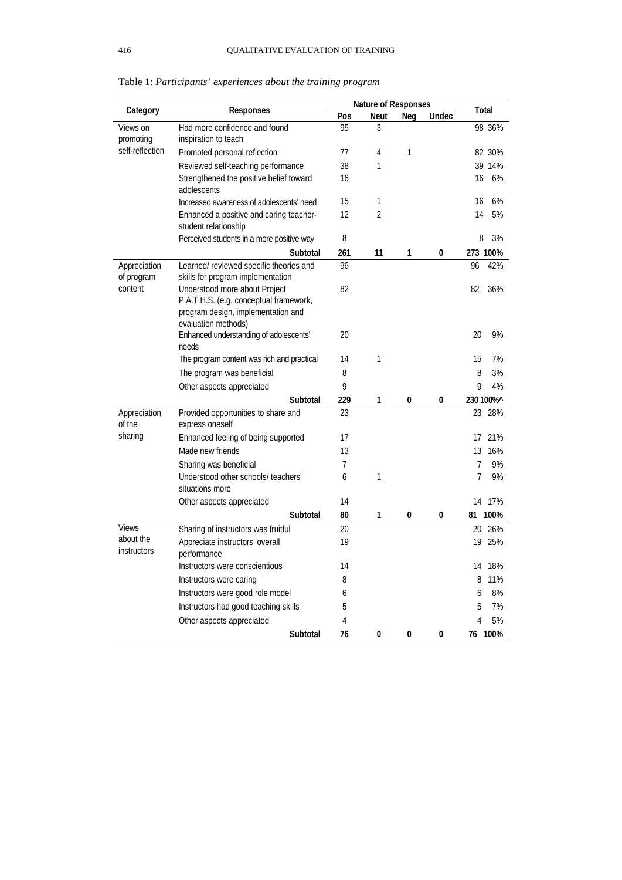Table 1: *Participants' experiences about the training program*

| Category | Responses | Nature of Responses | | | | Total | |
|---|---|---|---|---|---|---|---|
| | | Pos | Neut | Neg | Undec | | |
| Views on promoting self-reflection | Had more confidence and found inspiration to teach | 95 | 3 | | | 98 | 36% |
| | Promoted personal reflection | 77 | 4 | 1 | | 82 | 30% |
| | Reviewed self-teaching performance | 38 | 1 | | | 39 | 14% |
| | Strengthened the positive belief toward adolescents | 16 | | | | 16 | 6% |
| | Increased awareness of adolescents' need | 15 | 1 | | | 16 | 6% |
| | Enhanced a positive and caring teacher-student relationship | 12 | 2 | | | 14 | 5% |
| | Perceived students in a more positive way | 8 | | | | 8 | 3% |
| | **Subtotal** | **261** | **11** | **1** | **0** | **273** | **100%** |
| Appreciation of program content | Learned/ reviewed specific theories and skills for program implementation | 96 | | | | 96 | 42% |
| | Understood more about Project P.A.T.H.S. (e.g. conceptual framework, program design, implementation and evaluation methods) | 82 | | | | 82 | 36% |
| | Enhanced understanding of adolescents' needs | 20 | | | | 20 | 9% |
| | The program content was rich and practical | 14 | 1 | | | 15 | 7% |
| | The program was beneficial | 8 | | | | 8 | 3% |
| | Other aspects appreciated | 9 | | | | 9 | 4% |
| | **Subtotal** | **229** | **1** | **0** | **0** | **230** | **100%^** |
| Appreciation of the sharing | Provided opportunities to share and express oneself | 23 | | | | 23 | 28% |
| | Enhanced feeling of being supported | 17 | | | | 17 | 21% |
| | Made new friends | 13 | | | | 13 | 16% |
| | Sharing was beneficial | 7 | | | | 7 | 9% |
| | Understood other schools/ teachers' situations more | 6 | 1 | | | 7 | 9% |
| | Other aspects appreciated | 14 | | | | 14 | 17% |
| | **Subtotal** | **80** | **1** | **0** | **0** | **81** | **100%** |
| Views about the instructors | Sharing of instructors was fruitful | 20 | | | | 20 | 26% |
| | Appreciate instructors' overall performance | 19 | | | | 19 | 25% |
| | Instructors were conscientious | 14 | | | | 14 | 18% |
| | Instructors were caring | 8 | | | | 8 | 11% |
| | Instructors were good role model | 6 | | | | 6 | 8% |
| | Instructors had good teaching skills | 5 | | | | 5 | 7% |
| | Other aspects appreciated | 4 | | | | 4 | 5% |
| | **Subtotal** | **76** | **0** | **0** | **0** | **76** | **100%** |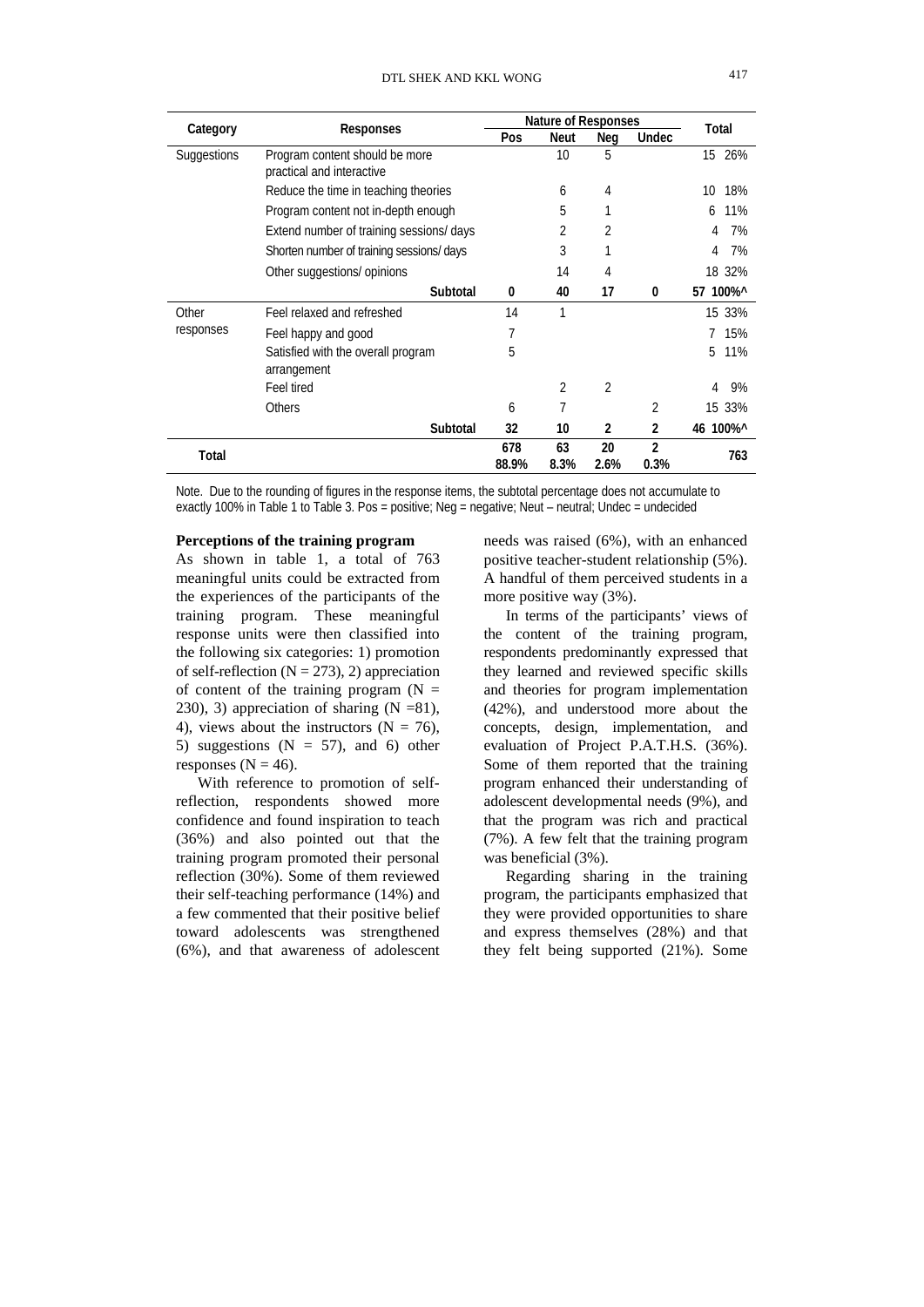| Category | Responses | Nature of Responses | | | | Total | |
|---|---|---|---|---|---|---|---|
| | | Pos | Neut | Neg | Undec | | |
| Suggestions | Program content should be more practical and interactive | | 10 | 5 | | 15 | 26% |
| | Reduce the time in teaching theories | | 6 | 4 | | 10 | 18% |
| | Program content not in-depth enough | | 5 | 1 | | 6 | 11% |
| | Extend number of training sessions/ days | | 2 | 2 | | 4 | 7% |
| | Shorten number of training sessions/ days | | 3 | 1 | | 4 | 7% |
| | Other suggestions/ opinions | | 14 | 4 | | 18 | 32% |
| | **Subtotal** | **0** | **40** | **17** | **0** | **57** | **100%^** |
| Other responses | Feel relaxed and refreshed | 14 | 1 | | | 15 | 33% |
| | Feel happy and good | 7 | | | | 7 | 15% |
| | Satisfied with the overall program arrangement | 5 | | | | 5 | 11% |
| | Feel tired | | 2 | 2 | | 4 | 9% |
| | Others | 6 | 7 | | 2 | 15 | 33% |
| | **Subtotal** | **32** | **10** | **2** | **2** | **46** | **100%^** |
| **Total** | | **678 88.9%** | **63 8.3%** | **20 2.6%** | **2 0.3%** | | **763** |

Note. Due to the rounding of figures in the response items, the subtotal percentage does not accumulate to exactly 100% in Table 1 to Table 3. Pos = positive; Neg = negative; Neut – neutral; Undec = undecided

**Perceptions of the training program**

As shown in table 1, a total of 763 meaningful units could be extracted from the experiences of the participants of the training program. These meaningful response units were then classified into the following six categories: 1) promotion of self-reflection (N = 273), 2) appreciation of content of the training program (N = 230), 3) appreciation of sharing (N =81), 4), views about the instructors (N = 76), 5) suggestions (N = 57), and 6) other responses (N = 46).

With reference to promotion of self-reflection, respondents showed more confidence and found inspiration to teach (36%) and also pointed out that the training program promoted their personal reflection (30%). Some of them reviewed their self-teaching performance (14%) and a few commented that their positive belief toward adolescents was strengthened (6%), and that awareness of adolescent needs was raised (6%), with an enhanced positive teacher-student relationship (5%). A handful of them perceived students in a more positive way (3%).

In terms of the participants' views of the content of the training program, respondents predominantly expressed that they learned and reviewed specific skills and theories for program implementation (42%), and understood more about the concepts, design, implementation, and evaluation of Project P.A.T.H.S. (36%). Some of them reported that the training program enhanced their understanding of adolescent developmental needs (9%), and that the program was rich and practical (7%). A few felt that the training program was beneficial (3%).

Regarding sharing in the training program, the participants emphasized that they were provided opportunities to share and express themselves (28%) and that they felt being supported (21%). Some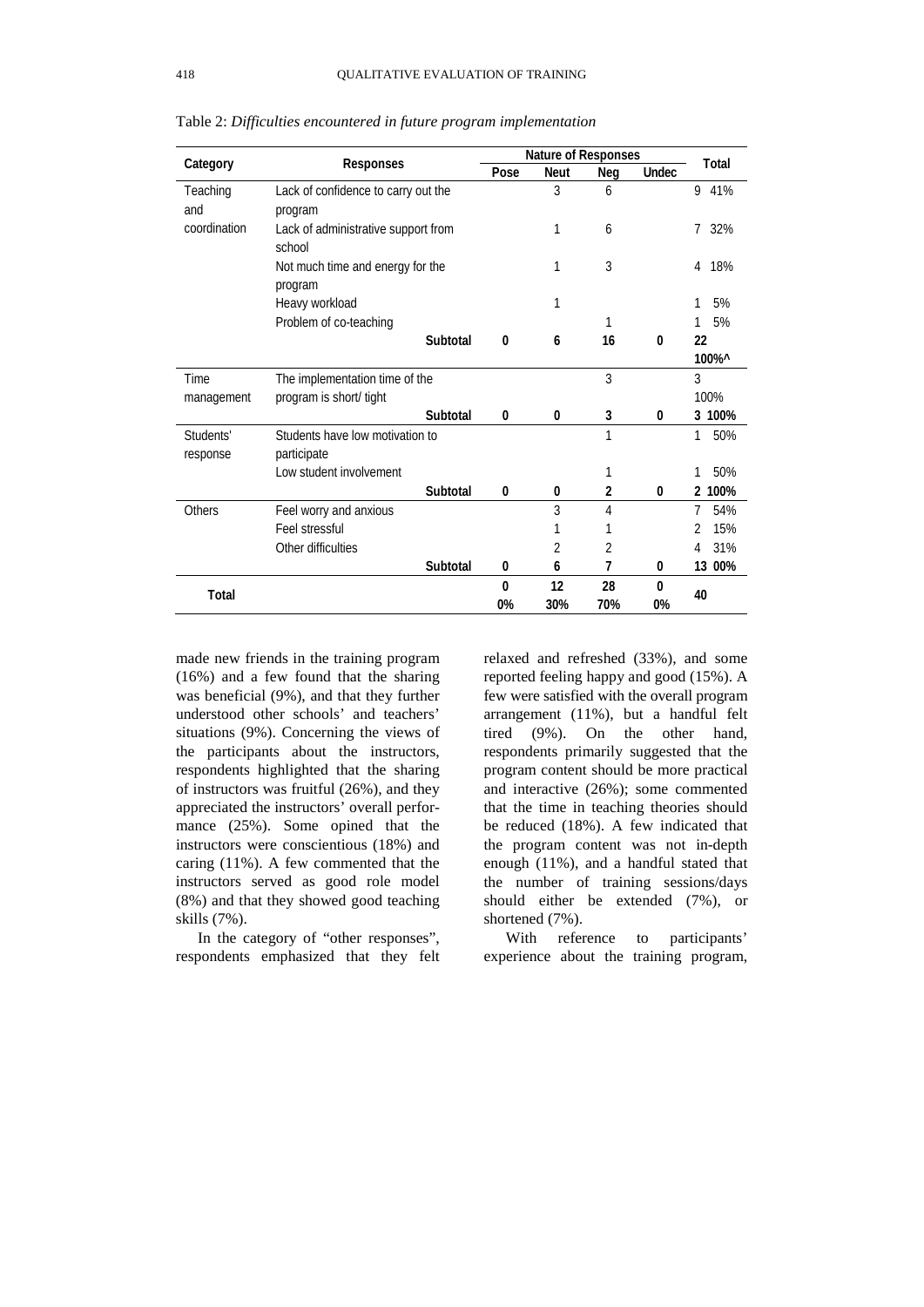Table 2: *Difficulties encountered in future program implementation*

| Category | Responses | Nature of Responses | | | | Total |
|---|---|---|---|---|---|---|
| | | Pose | Neut | Neg | Undec | |
| Teaching and coordination | Lack of confidence to carry out the program | | 3 | 6 | | 9 41% |
| | Lack of administrative support from school | | 1 | 6 | | 7 32% |
| | Not much time and energy for the program | | 1 | 3 | | 4 18% |
| | Heavy workload | | 1 | | | 1 5% |
| | Problem of co-teaching | | | 1 | | 1 5% |
| | **Subtotal** | **0** | **6** | **16** | **0** | **22 100%^** |
| Time management | The implementation time of the program is short/ tight | | | 3 | | 3 100% |
| | **Subtotal** | **0** | **0** | **3** | **0** | **3 100%** |
| Students' response | Students have low motivation to participate | | | 1 | | 1 50% |
| | Low student involvement | | | 1 | | 1 50% |
| | **Subtotal** | **0** | **0** | **2** | **0** | **2 100%** |
| Others | Feel worry and anxious | | 3 | 4 | | 7 54% |
| | Feel stressful | | 1 | 1 | | 2 15% |
| | Other difficulties | | 2 | 2 | | 4 31% |
| | **Subtotal** | **0** | **6** | **7** | **0** | **13 00%** |
| **Total** | | **0** **0%** | **12** **30%** | **28** **70%** | **0** **0%** | **40** |

made new friends in the training program (16%) and a few found that the sharing was beneficial (9%), and that they further understood other schools' and teachers' situations (9%). Concerning the views of the participants about the instructors, respondents highlighted that the sharing of instructors was fruitful (26%), and they appreciated the instructors' overall performance (25%). Some opined that the instructors were conscientious (18%) and caring (11%). A few commented that the instructors served as good role model (8%) and that they showed good teaching skills (7%).

In the category of "other responses", respondents emphasized that they felt relaxed and refreshed (33%), and some reported feeling happy and good (15%). A few were satisfied with the overall program arrangement (11%), but a handful felt tired (9%). On the other hand, respondents primarily suggested that the program content should be more practical and interactive (26%); some commented that the time in teaching theories should be reduced (18%). A few indicated that the program content was not in-depth enough (11%), and a handful stated that the number of training sessions/days should either be extended (7%), or shortened (7%).

With reference to participants' experience about the training program,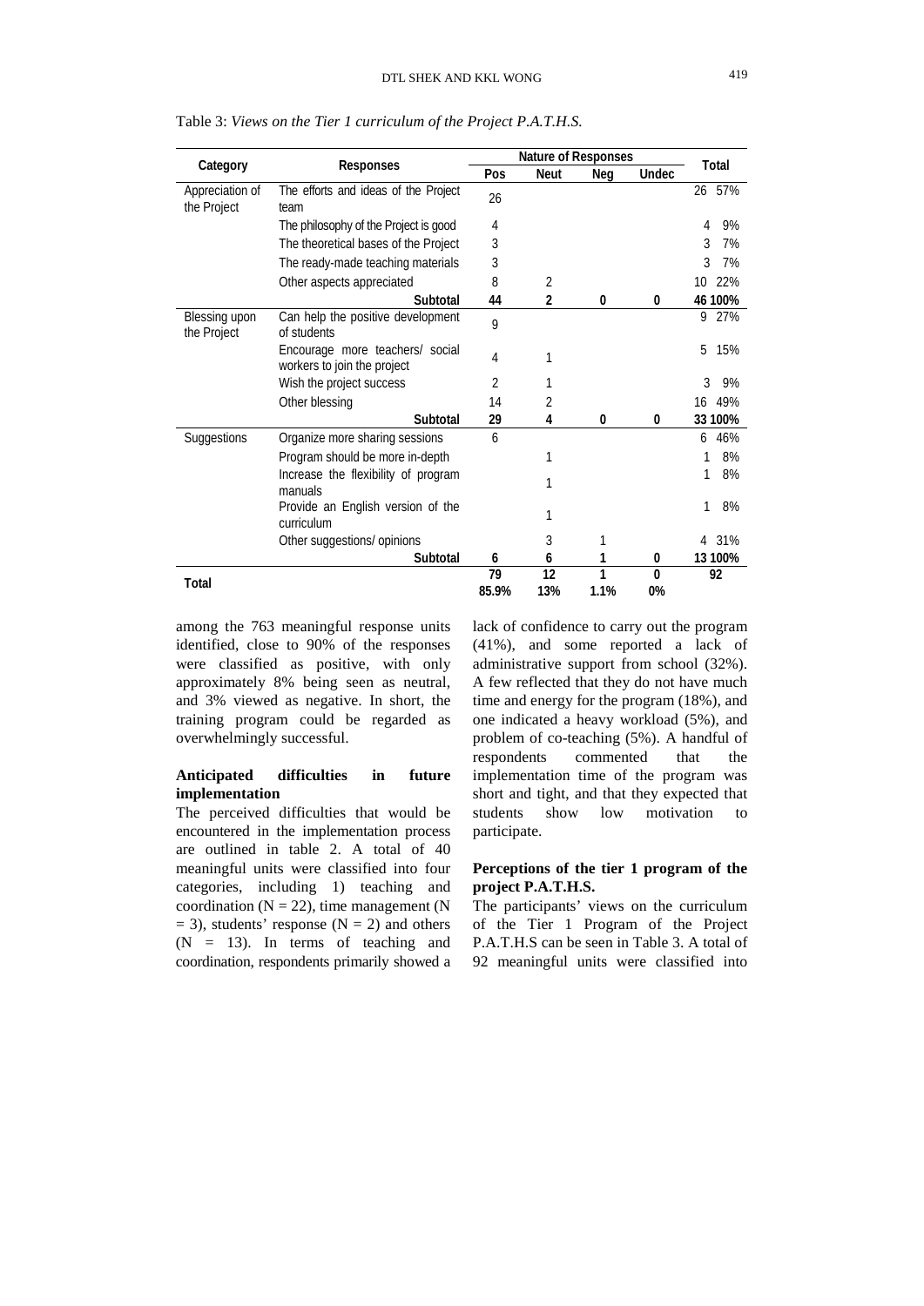Table 3: *Views on the Tier 1 curriculum of the Project P.A.T.H.S.*

| Category | Responses | Nature of Responses | | | | Total | |
|---|---|---|---|---|---|---|---|
| | | Pos | Neut | Neg | Undec | | |
| Appreciation of the Project | The efforts and ideas of the Project team | 26 | | | | 26 | 57% |
| | The philosophy of the Project is good | 4 | | | | 4 | 9% |
| | The theoretical bases of the Project | 3 | | | | 3 | 7% |
| | The ready-made teaching materials | 3 | | | | 3 | 7% |
| | Other aspects appreciated | 8 | 2 | | | 10 | 22% |
| | **Subtotal** | **44** | **2** | **0** | **0** | **46** | **100%** |
| Blessing upon the Project | Can help the positive development of students | 9 | | | | 9 | 27% |
| | Encourage more teachers/ social workers to join the project | 4 | 1 | | | 5 | 15% |
| | Wish the project success | 2 | 1 | | | 3 | 9% |
| | Other blessing | 14 | 2 | | | 16 | 49% |
| | **Subtotal** | **29** | **4** | **0** | **0** | **33** | **100%** |
| Suggestions | Organize more sharing sessions | 6 | | | | 6 | 46% |
| | Program should be more in-depth | | 1 | | | 1 | 8% |
| | Increase the flexibility of program manuals | | 1 | | | 1 | 8% |
| | Provide an English version of the curriculum | | 1 | | | 1 | 8% |
| | Other suggestions/ opinions | | 3 | 1 | | 4 | 31% |
| | **Subtotal** | **6** | **6** | **1** | **0** | **13** | **100%** |
| **Total** | | **79** <br> **85.9%** | **12** <br> **13%** | **1** <br> **1.1%** | **0** <br> **0%** | **92** | |

among the 763 meaningful response units identified, close to 90% of the responses were classified as positive, with only approximately 8% being seen as neutral, and 3% viewed as negative. In short, the training program could be regarded as overwhelmingly successful.

### Anticipated difficulties in future implementation

The perceived difficulties that would be encountered in the implementation process are outlined in table 2. A total of 40 meaningful units were classified into four categories, including 1) teaching and coordination ($N = 22$), time management ($N = 3$), students' response ($N = 2$) and others ($N = 13$). In terms of teaching and coordination, respondents primarily showed a lack of confidence to carry out the program (41%), and some reported a lack of administrative support from school (32%). A few reflected that they do not have much time and energy for the program (18%), and one indicated a heavy workload (5%), and problem of co-teaching (5%). A handful of respondents commented that the implementation time of the program was short and tight, and that they expected that students show low motivation to participate.

### Perceptions of the tier 1 program of the project P.A.T.H.S.

The participants' views on the curriculum of the Tier 1 Program of the Project P.A.T.H.S can be seen in Table 3. A total of 92 meaningful units were classified into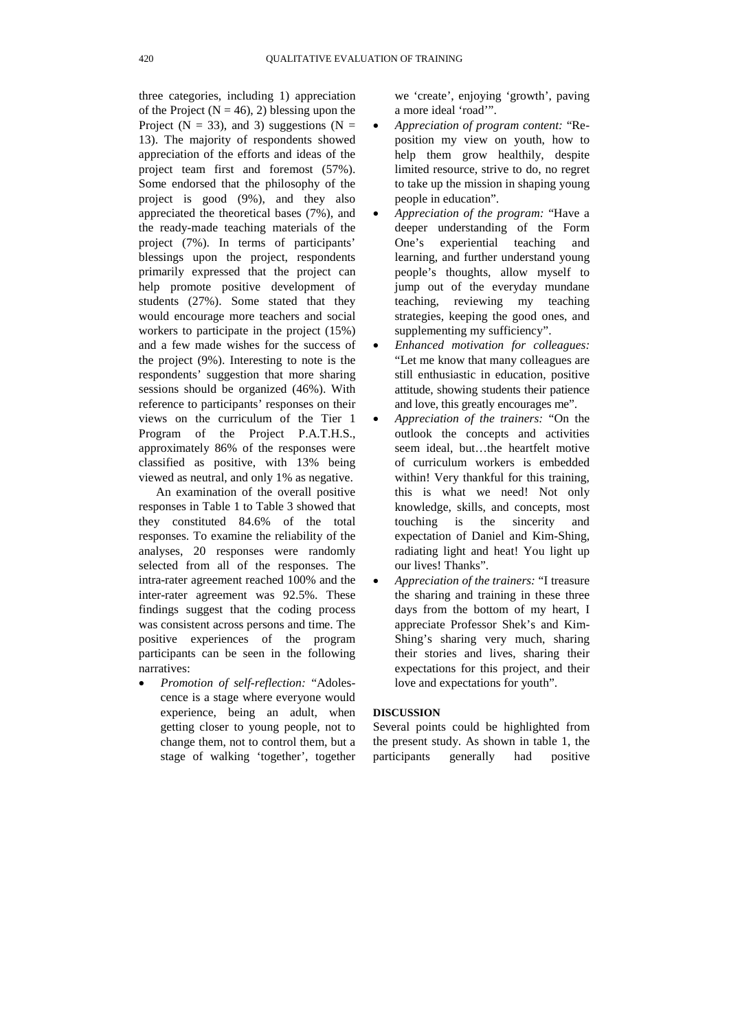three categories, including 1) appreciation of the Project (N = 46), 2) blessing upon the Project (N = 33), and 3) suggestions (N = 13). The majority of respondents showed appreciation of the efforts and ideas of the project team first and foremost (57%). Some endorsed that the philosophy of the project is good (9%), and they also appreciated the theoretical bases (7%), and the ready-made teaching materials of the project (7%). In terms of participants' blessings upon the project, respondents primarily expressed that the project can help promote positive development of students (27%). Some stated that they would encourage more teachers and social workers to participate in the project (15%) and a few made wishes for the success of the project (9%). Interesting to note is the respondents' suggestion that more sharing sessions should be organized (46%). With reference to participants' responses on their views on the curriculum of the Tier 1 Program of the Project P.A.T.H.S., approximately 86% of the responses were classified as positive, with 13% being viewed as neutral, and only 1% as negative.

An examination of the overall positive responses in Table 1 to Table 3 showed that they constituted 84.6% of the total responses. To examine the reliability of the analyses, 20 responses were randomly selected from all of the responses. The intra-rater agreement reached 100% and the inter-rater agreement was 92.5%. These findings suggest that the coding process was consistent across persons and time. The positive experiences of the program participants can be seen in the following narratives:

- *Promotion of self-reflection:* "Adolescence is a stage where everyone would experience, being an adult, when getting closer to young people, not to change them, not to control them, but a stage of walking 'together', together we 'create', enjoying 'growth', paving a more ideal 'road'".
- *Appreciation of program content:* "Reposition my view on youth, how to help them grow healthily, despite limited resource, strive to do, no regret to take up the mission in shaping young people in education".
- *Appreciation of the program:* "Have a deeper understanding of the Form One's experiential teaching and learning, and further understand young people's thoughts, allow myself to jump out of the everyday mundane teaching, reviewing my teaching strategies, keeping the good ones, and supplementing my sufficiency".
- *Enhanced motivation for colleagues:* "Let me know that many colleagues are still enthusiastic in education, positive attitude, showing students their patience and love, this greatly encourages me".
- *Appreciation of the trainers:* "On the outlook the concepts and activities seem ideal, but…the heartfelt motive of curriculum workers is embedded within! Very thankful for this training, this is what we need! Not only knowledge, skills, and concepts, most touching is the sincerity and expectation of Daniel and Kim-Shing, radiating light and heat! You light up our lives! Thanks".
- *Appreciation of the trainers:* "I treasure the sharing and training in these three days from the bottom of my heart, I appreciate Professor Shek's and Kim-Shing's sharing very much, sharing their stories and lives, sharing their expectations for this project, and their love and expectations for youth".

## DISCUSSION

Several points could be highlighted from the present study. As shown in table 1, the participants generally had positive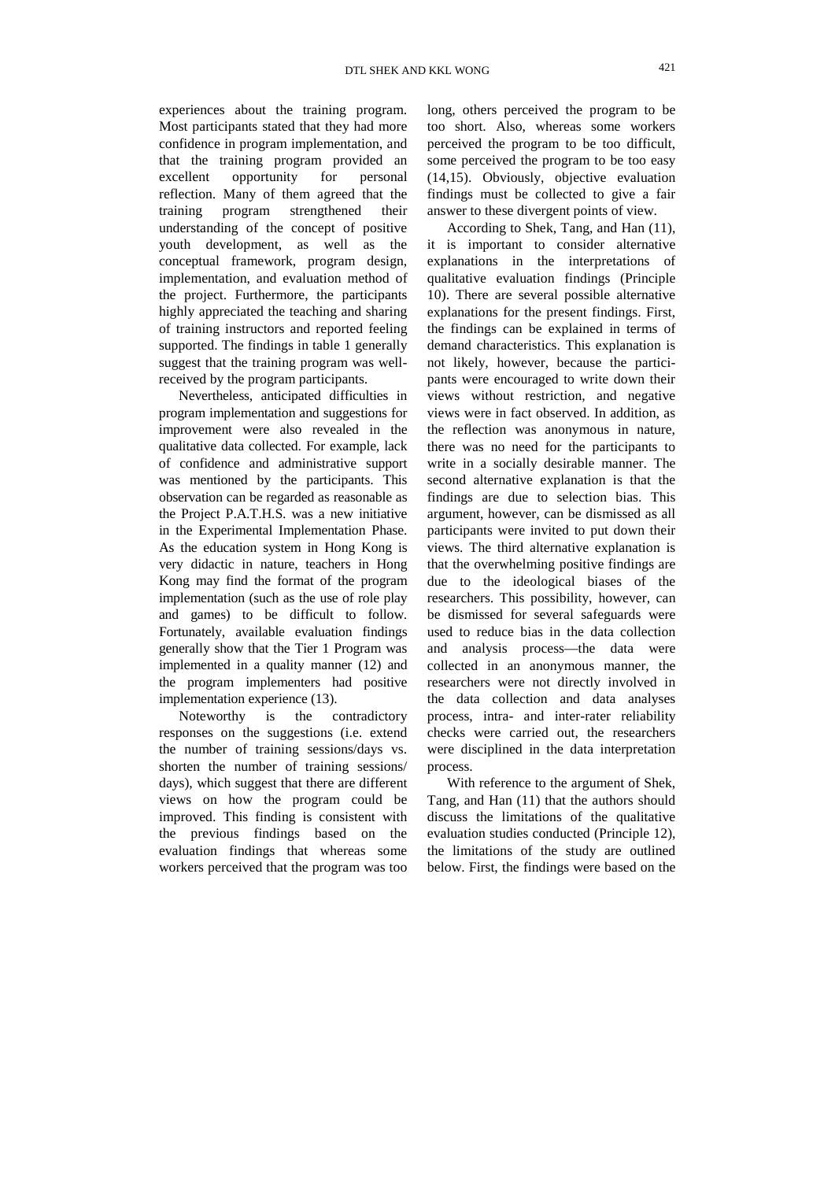experiences about the training program. Most participants stated that they had more confidence in program implementation, and that the training program provided an excellent opportunity for personal reflection. Many of them agreed that the training program strengthened their understanding of the concept of positive youth development, as well as the conceptual framework, program design, implementation, and evaluation method of the project. Furthermore, the participants highly appreciated the teaching and sharing of training instructors and reported feeling supported. The findings in table 1 generally suggest that the training program was well-received by the program participants.

Nevertheless, anticipated difficulties in program implementation and suggestions for improvement were also revealed in the qualitative data collected. For example, lack of confidence and administrative support was mentioned by the participants. This observation can be regarded as reasonable as the Project P.A.T.H.S. was a new initiative in the Experimental Implementation Phase. As the education system in Hong Kong is very didactic in nature, teachers in Hong Kong may find the format of the program implementation (such as the use of role play and games) to be difficult to follow. Fortunately, available evaluation findings generally show that the Tier 1 Program was implemented in a quality manner (12) and the program implementers had positive implementation experience (13).

Noteworthy is the contradictory responses on the suggestions (i.e. extend the number of training sessions/days vs. shorten the number of training sessions/ days), which suggest that there are different views on how the program could be improved. This finding is consistent with the previous findings based on the evaluation findings that whereas some workers perceived that the program was too long, others perceived the program to be too short. Also, whereas some workers perceived the program to be too difficult, some perceived the program to be too easy (14,15). Obviously, objective evaluation findings must be collected to give a fair answer to these divergent points of view.

According to Shek, Tang, and Han (11), it is important to consider alternative explanations in the interpretations of qualitative evaluation findings (Principle 10). There are several possible alternative explanations for the present findings. First, the findings can be explained in terms of demand characteristics. This explanation is not likely, however, because the participants were encouraged to write down their views without restriction, and negative views were in fact observed. In addition, as the reflection was anonymous in nature, there was no need for the participants to write in a socially desirable manner. The second alternative explanation is that the findings are due to selection bias. This argument, however, can be dismissed as all participants were invited to put down their views. The third alternative explanation is that the overwhelming positive findings are due to the ideological biases of the researchers. This possibility, however, can be dismissed for several safeguards were used to reduce bias in the data collection and analysis process—the data were collected in an anonymous manner, the researchers were not directly involved in the data collection and data analyses process, intra- and inter-rater reliability checks were carried out, the researchers were disciplined in the data interpretation process.

With reference to the argument of Shek, Tang, and Han (11) that the authors should discuss the limitations of the qualitative evaluation studies conducted (Principle 12), the limitations of the study are outlined below. First, the findings were based on the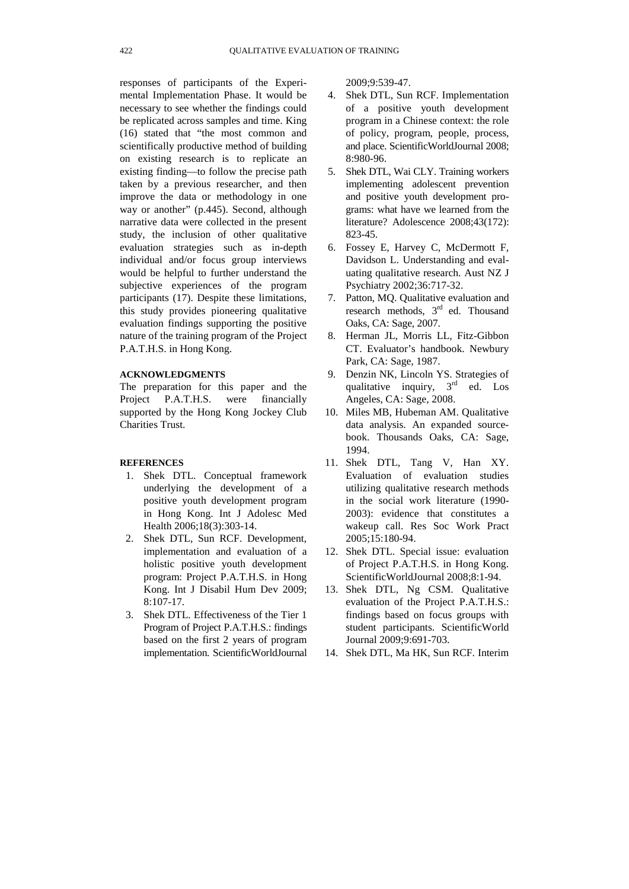responses of participants of the Experimental Implementation Phase. It would be necessary to see whether the findings could be replicated across samples and time. King (16) stated that "the most common and scientifically productive method of building on existing research is to replicate an existing finding—to follow the precise path taken by a previous researcher, and then improve the data or methodology in one way or another" (p.445). Second, although narrative data were collected in the present study, the inclusion of other qualitative evaluation strategies such as in-depth individual and/or focus group interviews would be helpful to further understand the subjective experiences of the program participants (17). Despite these limitations, this study provides pioneering qualitative evaluation findings supporting the positive nature of the training program of the Project P.A.T.H.S. in Hong Kong.

## ACKNOWLEDGMENTS

The preparation for this paper and the Project P.A.T.H.S. were financially supported by the Hong Kong Jockey Club Charities Trust.

## REFERENCES

1. Shek DTL. Conceptual framework underlying the development of a positive youth development program in Hong Kong. Int J Adolesc Med Health 2006;18(3):303-14.
2. Shek DTL, Sun RCF. Development, implementation and evaluation of a holistic positive youth development program: Project P.A.T.H.S. in Hong Kong. Int J Disabil Hum Dev 2009; 8:107-17.
3. Shek DTL. Effectiveness of the Tier 1 Program of Project P.A.T.H.S.: findings based on the first 2 years of program implementation. ScientificWorldJournal 2009;9:539-47.
4. Shek DTL, Sun RCF. Implementation of a positive youth development program in a Chinese context: the role of policy, program, people, process, and place. ScientificWorldJournal 2008; 8:980-96.
5. Shek DTL, Wai CLY. Training workers implementing adolescent prevention and positive youth development programs: what have we learned from the literature? Adolescence 2008;43(172): 823-45.
6. Fossey E, Harvey C, McDermott F, Davidson L. Understanding and evaluating qualitative research. Aust NZ J Psychiatry 2002;36:717-32.
7. Patton, MQ. Qualitative evaluation and research methods, 3rd ed. Thousand Oaks, CA: Sage, 2007.
8. Herman JL, Morris LL, Fitz-Gibbon CT. Evaluator's handbook. Newbury Park, CA: Sage, 1987.
9. Denzin NK, Lincoln YS. Strategies of qualitative inquiry, 3rd ed. Los Angeles, CA: Sage, 2008.
10. Miles MB, Hubeman AM. Qualitative data analysis. An expanded sourcebook. Thousands Oaks, CA: Sage, 1994.
11. Shek DTL, Tang V, Han XY. Evaluation of evaluation studies utilizing qualitative research methods in the social work literature (1990-2003): evidence that constitutes a wakeup call. Res Soc Work Pract 2005;15:180-94.
12. Shek DTL. Special issue: evaluation of Project P.A.T.H.S. in Hong Kong. ScientificWorldJournal 2008;8:1-94.
13. Shek DTL, Ng CSM. Qualitative evaluation of the Project P.A.T.H.S.: findings based on focus groups with student participants. ScientificWorld Journal 2009;9:691-703.
14. Shek DTL, Ma HK, Sun RCF. Interim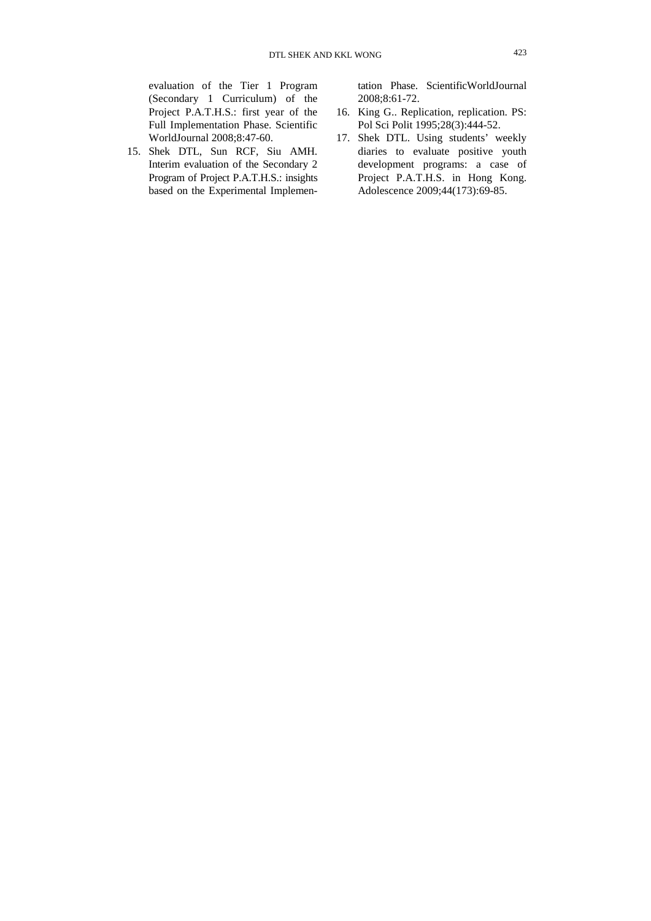evaluation of the Tier 1 Program (Secondary 1 Curriculum) of the Project P.A.T.H.S.: first year of the Full Implementation Phase. Scientific WorldJournal 2008;8:47-60.

15. Shek DTL, Sun RCF, Siu AMH. Interim evaluation of the Secondary 2 Program of Project P.A.T.H.S.: insights based on the Experimental Implementation Phase. ScientificWorldJournal 2008;8:61-72.
16. King G.. Replication, replication. PS: Pol Sci Polit 1995;28(3):444-52.
17. Shek DTL. Using students' weekly diaries to evaluate positive youth development programs: a case of Project P.A.T.H.S. in Hong Kong. Adolescence 2009;44(173):69-85.